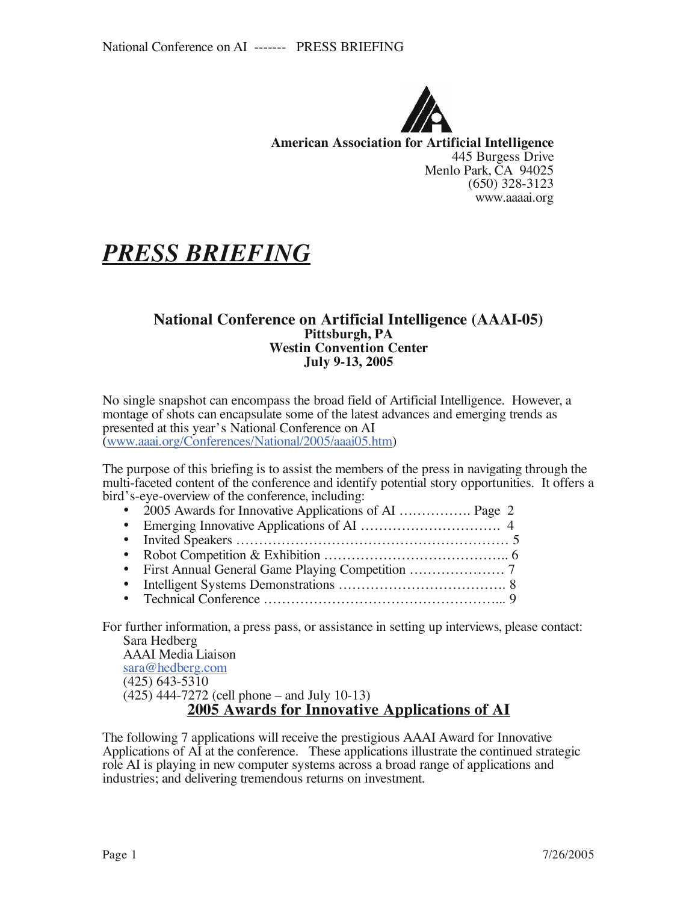**American Association for Artificial Intelligence**
445 Burgess Drive
Menlo Park, CA 94025
(650) 328-3123
www.aaaai.org

# ***PRESS BRIEFING***

### National Conference on Artificial Intelligence (AAAI-05)
**Pittsburgh, PA**
**Westin Convention Center**
**July 9-13, 2005**

No single snapshot can encompass the broad field of Artificial Intelligence. However, a montage of shots can encapsulate some of the latest advances and emerging trends as presented at this year's National Conference on AI (www.aaai.org/Conferences/National/2005/aaai05.htm)

The purpose of this briefing is to assist the members of the press in navigating through the multi-faceted content of the conference and identify potential story opportunities. It offers a bird's-eye-overview of the conference, including:

- 2005 Awards for Innovative Applications of AI ……………. Page 2
- Emerging Innovative Applications of AI …………………………. 4
- Invited Speakers …………………………………………………… 5
- Robot Competition & Exhibition ………………………………….. 6
- First Annual General Game Playing Competition ………………… 7
- Intelligent Systems Demonstrations ………………………………. 8
- Technical Conference ……………………………………………... 9

For further information, a press pass, or assistance in setting up interviews, please contact:
Sara Hedberg
AAAI Media Liaison
sara@hedberg.com
(425) 643-5310
(425) 444-7272 (cell phone – and July 10-13)

## 2005 Awards for Innovative Applications of AI

The following 7 applications will receive the prestigious AAAI Award for Innovative Applications of AI at the conference. These applications illustrate the continued strategic role AI is playing in new computer systems across a broad range of applications and industries; and delivering tremendous returns on investment.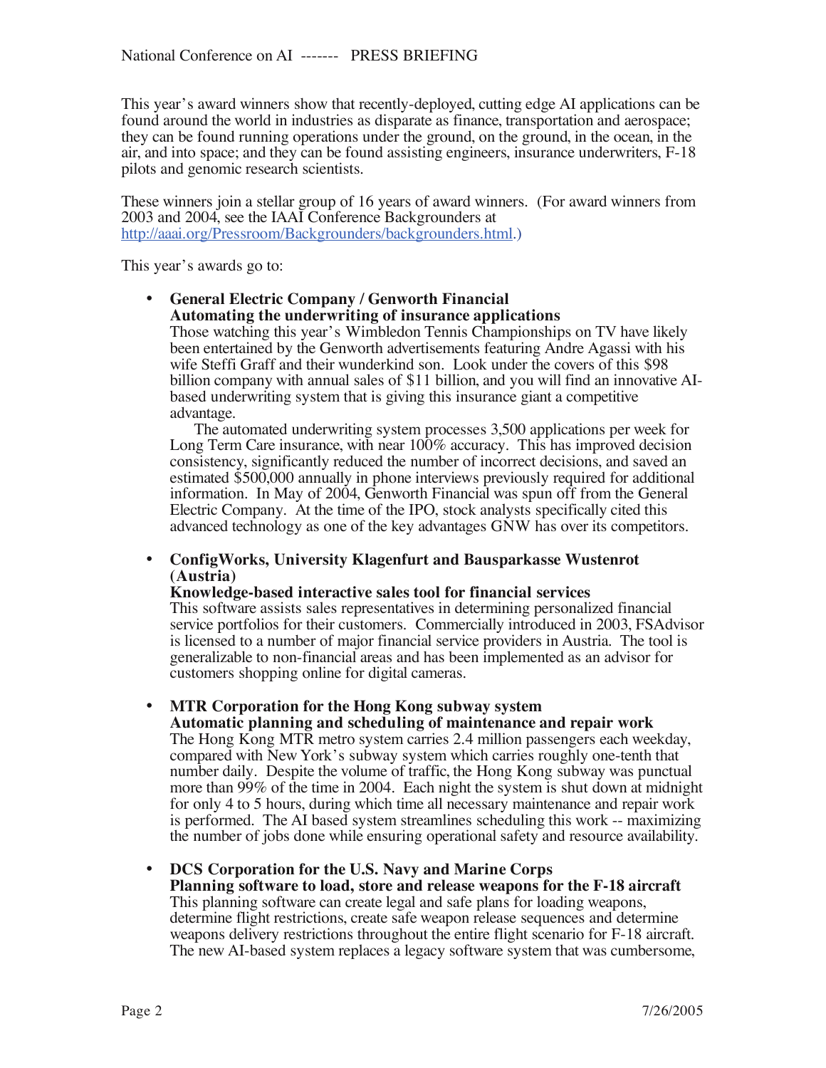This year's award winners show that recently-deployed, cutting edge AI applications can be found around the world in industries as disparate as finance, transportation and aerospace; they can be found running operations under the ground, on the ground, in the ocean, in the air, and into space; and they can be found assisting engineers, insurance underwriters, F-18 pilots and genomic research scientists.

These winners join a stellar group of 16 years of award winners. (For award winners from 2003 and 2004, see the IAAI Conference Backgrounders at http://aaai.org/Pressroom/Backgrounders/backgrounders.html.)

This year's awards go to:

- **General Electric Company / Genworth Financial**
  **Automating the underwriting of insurance applications**
  Those watching this year's Wimbledon Tennis Championships on TV have likely been entertained by the Genworth advertisements featuring Andre Agassi with his wife Steffi Graff and their wunderkind son. Look under the covers of this $98 billion company with annual sales of $11 billion, and you will find an innovative AI-based underwriting system that is giving this insurance giant a competitive advantage.
  The automated underwriting system processes 3,500 applications per week for Long Term Care insurance, with near 100% accuracy. This has improved decision consistency, significantly reduced the number of incorrect decisions, and saved an estimated $500,000 annually in phone interviews previously required for additional information. In May of 2004, Genworth Financial was spun off from the General Electric Company. At the time of the IPO, stock analysts specifically cited this advanced technology as one of the key advantages GNW has over its competitors.

- **ConfigWorks, University Klagenfurt and Bausparkasse Wustenrot (Austria)**
  **Knowledge-based interactive sales tool for financial services**
  This software assists sales representatives in determining personalized financial service portfolios for their customers. Commercially introduced in 2003, FSAdvisor is licensed to a number of major financial service providers in Austria. The tool is generalizable to non-financial areas and has been implemented as an advisor for customers shopping online for digital cameras.

- **MTR Corporation for the Hong Kong subway system**
  **Automatic planning and scheduling of maintenance and repair work**
  The Hong Kong MTR metro system carries 2.4 million passengers each weekday, compared with New York's subway system which carries roughly one-tenth that number daily. Despite the volume of traffic, the Hong Kong subway was punctual more than 99% of the time in 2004. Each night the system is shut down at midnight for only 4 to 5 hours, during which time all necessary maintenance and repair work is performed. The AI based system streamlines scheduling this work -- maximizing the number of jobs done while ensuring operational safety and resource availability.

- **DCS Corporation for the U.S. Navy and Marine Corps**
  **Planning software to load, store and release weapons for the F-18 aircraft**
  This planning software can create legal and safe plans for loading weapons, determine flight restrictions, create safe weapon release sequences and determine weapons delivery restrictions throughout the entire flight scenario for F-18 aircraft. The new AI-based system replaces a legacy software system that was cumbersome,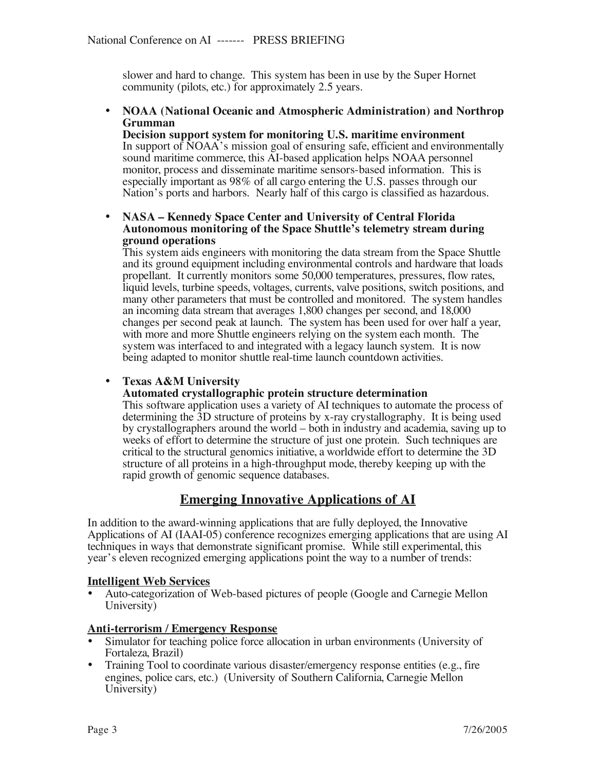slower and hard to change. This system has been in use by the Super Hornet community (pilots, etc.) for approximately 2.5 years.

- **NOAA (National Oceanic and Atmospheric Administration) and Northrop Grumman**
  **Decision support system for monitoring U.S. maritime environment**
  In support of NOAA's mission goal of ensuring safe, efficient and environmentally sound maritime commerce, this AI-based application helps NOAA personnel monitor, process and disseminate maritime sensors-based information. This is especially important as 98% of all cargo entering the U.S. passes through our Nation's ports and harbors. Nearly half of this cargo is classified as hazardous.

- **NASA – Kennedy Space Center and University of Central Florida**
  **Autonomous monitoring of the Space Shuttle's telemetry stream during ground operations**
  This system aids engineers with monitoring the data stream from the Space Shuttle and its ground equipment including environmental controls and hardware that loads propellant. It currently monitors some 50,000 temperatures, pressures, flow rates, liquid levels, turbine speeds, voltages, currents, valve positions, switch positions, and many other parameters that must be controlled and monitored. The system handles an incoming data stream that averages 1,800 changes per second, and 18,000 changes per second peak at launch. The system has been used for over half a year, with more and more Shuttle engineers relying on the system each month. The system was interfaced to and integrated with a legacy launch system. It is now being adapted to monitor shuttle real-time launch countdown activities.

- **Texas A&M University**
  **Automated crystallographic protein structure determination**
  This software application uses a variety of AI techniques to automate the process of determining the 3D structure of proteins by x-ray crystallography. It is being used by crystallographers around the world – both in industry and academia, saving up to weeks of effort to determine the structure of just one protein. Such techniques are critical to the structural genomics initiative, a worldwide effort to determine the 3D structure of all proteins in a high-throughput mode, thereby keeping up with the rapid growth of genomic sequence databases.

## Emerging Innovative Applications of AI

In addition to the award-winning applications that are fully deployed, the Innovative Applications of AI (IAAI-05) conference recognizes emerging applications that are using AI techniques in ways that demonstrate significant promise. While still experimental, this year's eleven recognized emerging applications point the way to a number of trends:

**Intelligent Web Services**

- Auto-categorization of Web-based pictures of people (Google and Carnegie Mellon University)

**Anti-terrorism / Emergency Response**

- Simulator for teaching police force allocation in urban environments (University of Fortaleza, Brazil)
- Training Tool to coordinate various disaster/emergency response entities (e.g., fire engines, police cars, etc.) (University of Southern California, Carnegie Mellon University)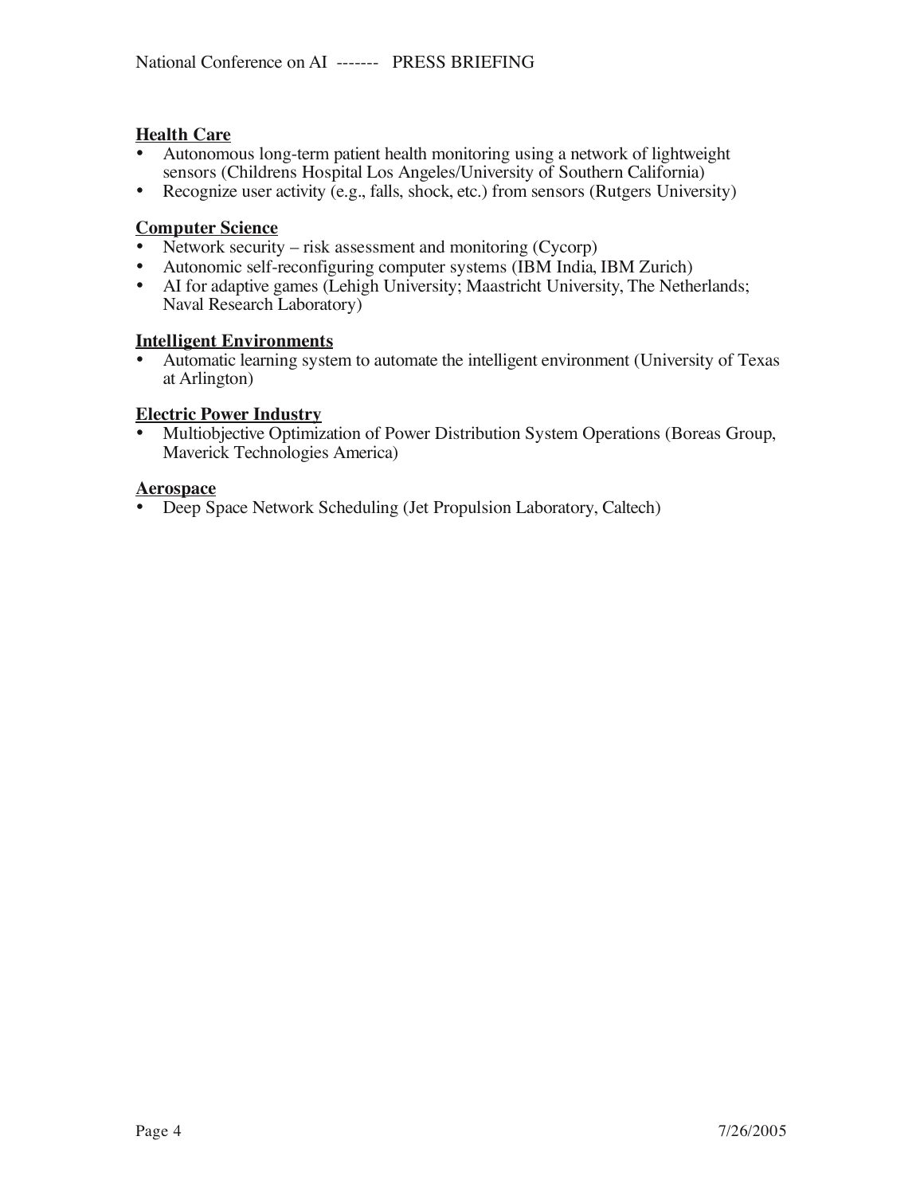### Health Care

- Autonomous long-term patient health monitoring using a network of lightweight sensors (Childrens Hospital Los Angeles/University of Southern California)
- Recognize user activity (e.g., falls, shock, etc.) from sensors (Rutgers University)

### Computer Science

- Network security – risk assessment and monitoring (Cycorp)
- Autonomic self-reconfiguring computer systems (IBM India, IBM Zurich)
- AI for adaptive games (Lehigh University; Maastricht University, The Netherlands; Naval Research Laboratory)

### Intelligent Environments

- Automatic learning system to automate the intelligent environment (University of Texas at Arlington)

### Electric Power Industry

- Multiobjective Optimization of Power Distribution System Operations (Boreas Group, Maverick Technologies America)

### Aerospace

- Deep Space Network Scheduling (Jet Propulsion Laboratory, Caltech)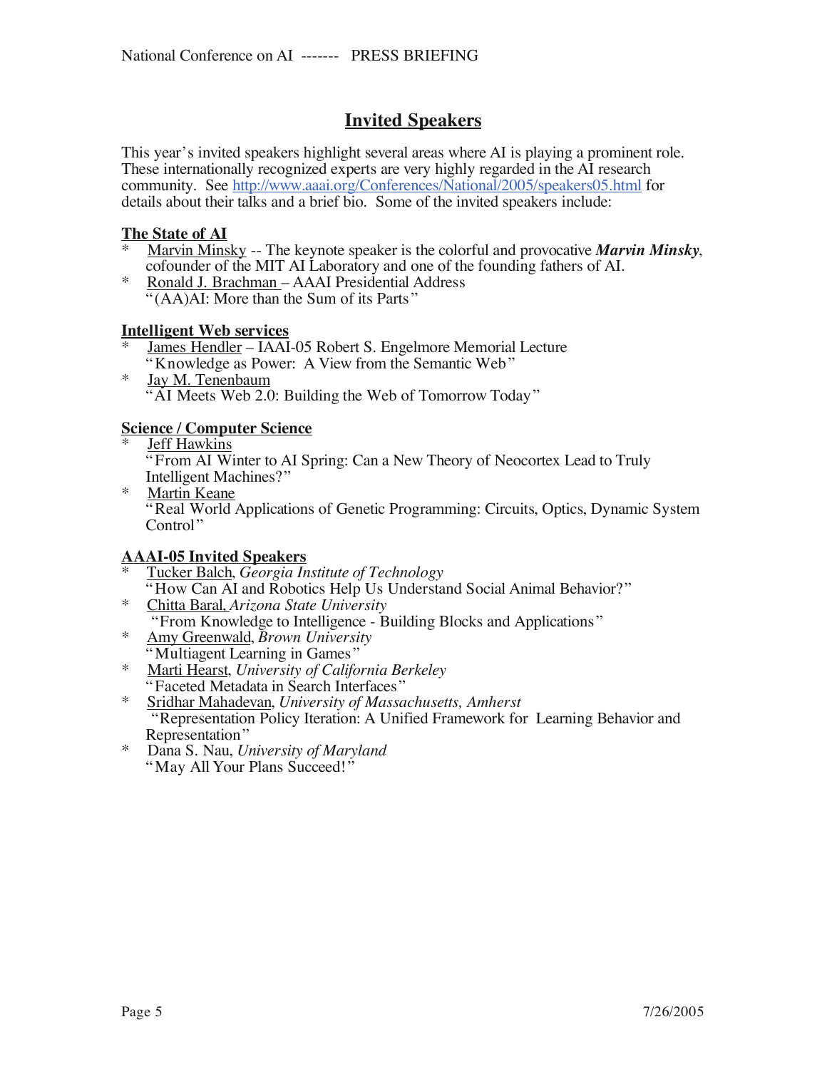## Invited Speakers

This year's invited speakers highlight several areas where AI is playing a prominent role. These internationally recognized experts are very highly regarded in the AI research community. See http://www.aaai.org/Conferences/National/2005/speakers05.html for details about their talks and a brief bio. Some of the invited speakers include:

### The State of AI

* Marvin Minsky -- The keynote speaker is the colorful and provocative ***Marvin Minsky***, cofounder of the MIT AI Laboratory and one of the founding fathers of AI.
* Ronald J. Brachman – AAAI Presidential Address
  "(AA)AI: More than the Sum of its Parts"

### Intelligent Web services

* James Hendler – IAAI-05 Robert S. Engelmore Memorial Lecture
  "Knowledge as Power: A View from the Semantic Web"
* Jay M. Tenenbaum
  "AI Meets Web 2.0: Building the Web of Tomorrow Today"

### Science / Computer Science

* Jeff Hawkins
  "From AI Winter to AI Spring: Can a New Theory of Neocortex Lead to Truly Intelligent Machines?"
* Martin Keane
  "Real World Applications of Genetic Programming: Circuits, Optics, Dynamic System Control"

### AAAI-05 Invited Speakers

* Tucker Balch, *Georgia Institute of Technology*
  "How Can AI and Robotics Help Us Understand Social Animal Behavior?"
* Chitta Baral, *Arizona State University*
  "From Knowledge to Intelligence - Building Blocks and Applications"
* Amy Greenwald, *Brown University*
  "Multiagent Learning in Games"
* Marti Hearst, *University of California Berkeley*
  "Faceted Metadata in Search Interfaces"
* Sridhar Mahadevan, *University of Massachusetts, Amherst*
  "Representation Policy Iteration: A Unified Framework for Learning Behavior and Representation"
* Dana S. Nau, *University of Maryland*
  "May All Your Plans Succeed!"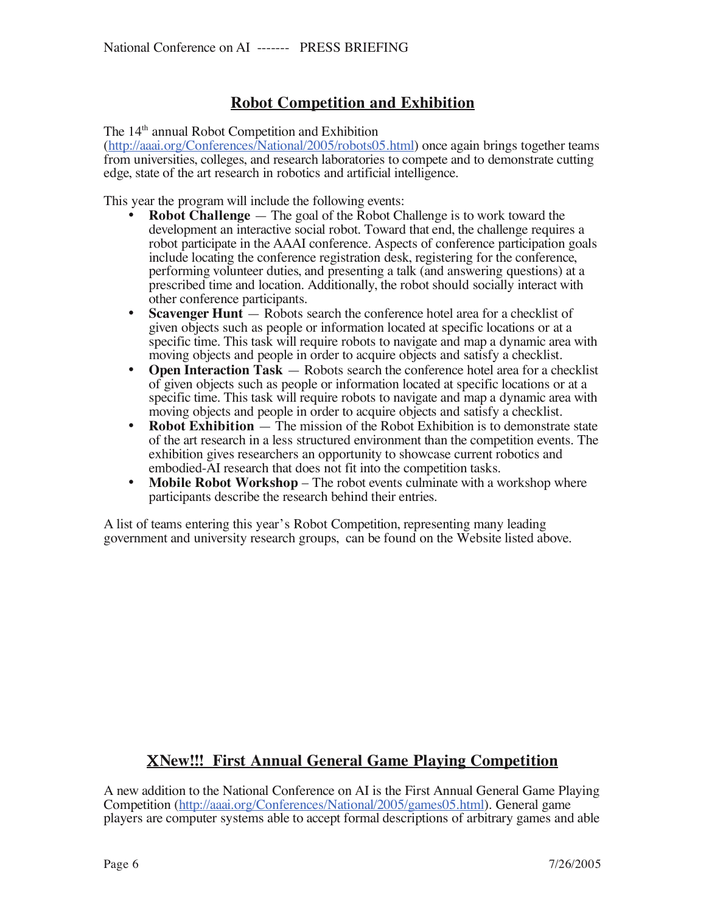## Robot Competition and Exhibition

The 14th annual Robot Competition and Exhibition (http://aaai.org/Conferences/National/2005/robots05.html) once again brings together teams from universities, colleges, and research laboratories to compete and to demonstrate cutting edge, state of the art research in robotics and artificial intelligence.

This year the program will include the following events:

- **Robot Challenge** — The goal of the Robot Challenge is to work toward the development an interactive social robot. Toward that end, the challenge requires a robot participate in the AAAI conference. Aspects of conference participation goals include locating the conference registration desk, registering for the conference, performing volunteer duties, and presenting a talk (and answering questions) at a prescribed time and location. Additionally, the robot should socially interact with other conference participants.
- **Scavenger Hunt** — Robots search the conference hotel area for a checklist of given objects such as people or information located at specific locations or at a specific time. This task will require robots to navigate and map a dynamic area with moving objects and people in order to acquire objects and satisfy a checklist.
- **Open Interaction Task** — Robots search the conference hotel area for a checklist of given objects such as people or information located at specific locations or at a specific time. This task will require robots to navigate and map a dynamic area with moving objects and people in order to acquire objects and satisfy a checklist.
- **Robot Exhibition** — The mission of the Robot Exhibition is to demonstrate state of the art research in a less structured environment than the competition events. The exhibition gives researchers an opportunity to showcase current robotics and embodied-AI research that does not fit into the competition tasks.
- **Mobile Robot Workshop** – The robot events culminate with a workshop where participants describe the research behind their entries.

A list of teams entering this year's Robot Competition, representing many leading government and university research groups, can be found on the Website listed above.

## XNew!!! First Annual General Game Playing Competition

A new addition to the National Conference on AI is the First Annual General Game Playing Competition (http://aaai.org/Conferences/National/2005/games05.html). General game players are computer systems able to accept formal descriptions of arbitrary games and able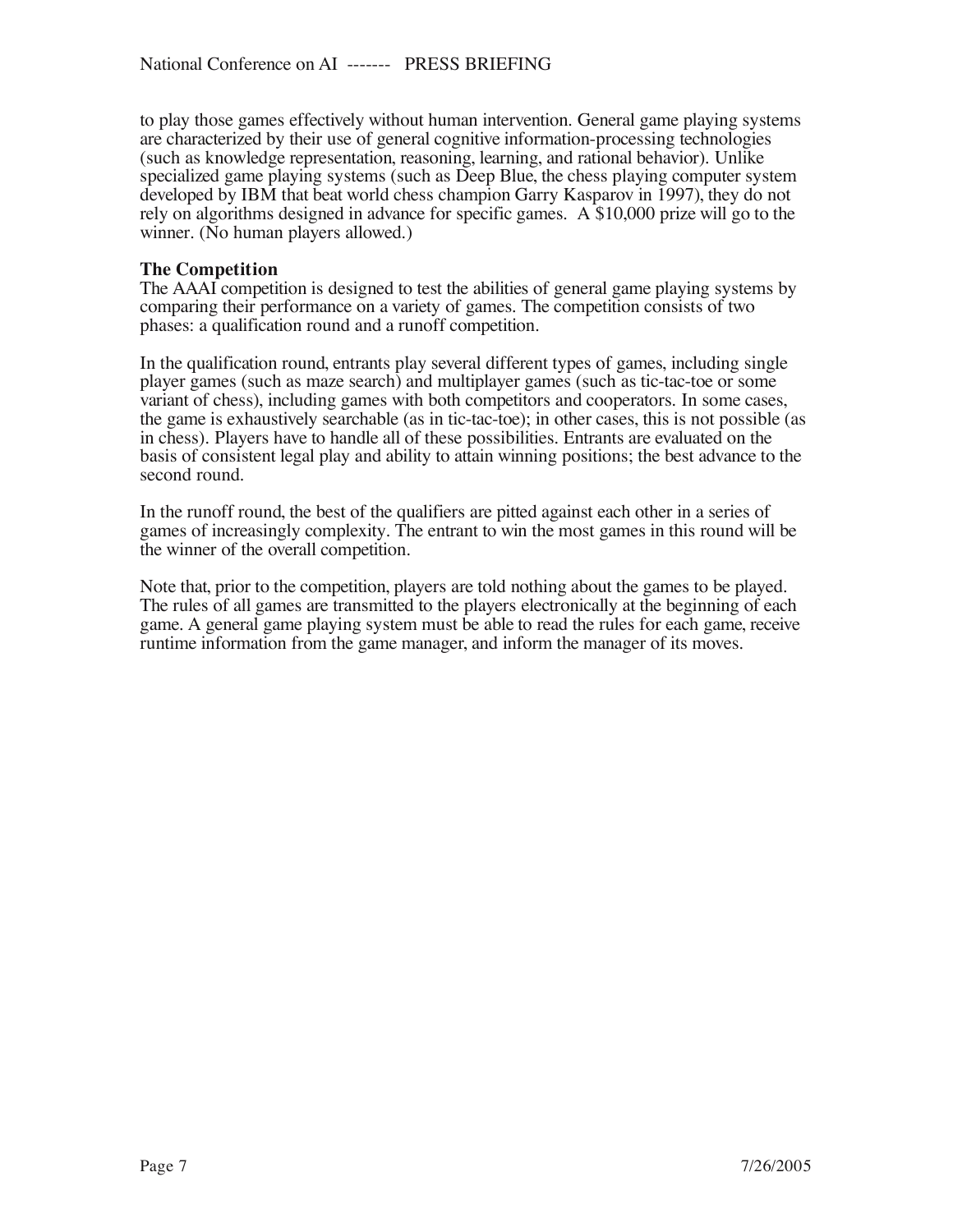to play those games effectively without human intervention. General game playing systems are characterized by their use of general cognitive information-processing technologies (such as knowledge representation, reasoning, learning, and rational behavior). Unlike specialized game playing systems (such as Deep Blue, the chess playing computer system developed by IBM that beat world chess champion Garry Kasparov in 1997), they do not rely on algorithms designed in advance for specific games. A $10,000 prize will go to the winner. (No human players allowed.)

**The Competition**

The AAAI competition is designed to test the abilities of general game playing systems by comparing their performance on a variety of games. The competition consists of two phases: a qualification round and a runoff competition.

In the qualification round, entrants play several different types of games, including single player games (such as maze search) and multiplayer games (such as tic-tac-toe or some variant of chess), including games with both competitors and cooperators. In some cases, the game is exhaustively searchable (as in tic-tac-toe); in other cases, this is not possible (as in chess). Players have to handle all of these possibilities. Entrants are evaluated on the basis of consistent legal play and ability to attain winning positions; the best advance to the second round.

In the runoff round, the best of the qualifiers are pitted against each other in a series of games of increasingly complexity. The entrant to win the most games in this round will be the winner of the overall competition.

Note that, prior to the competition, players are told nothing about the games to be played. The rules of all games are transmitted to the players electronically at the beginning of each game. A general game playing system must be able to read the rules for each game, receive runtime information from the game manager, and inform the manager of its moves.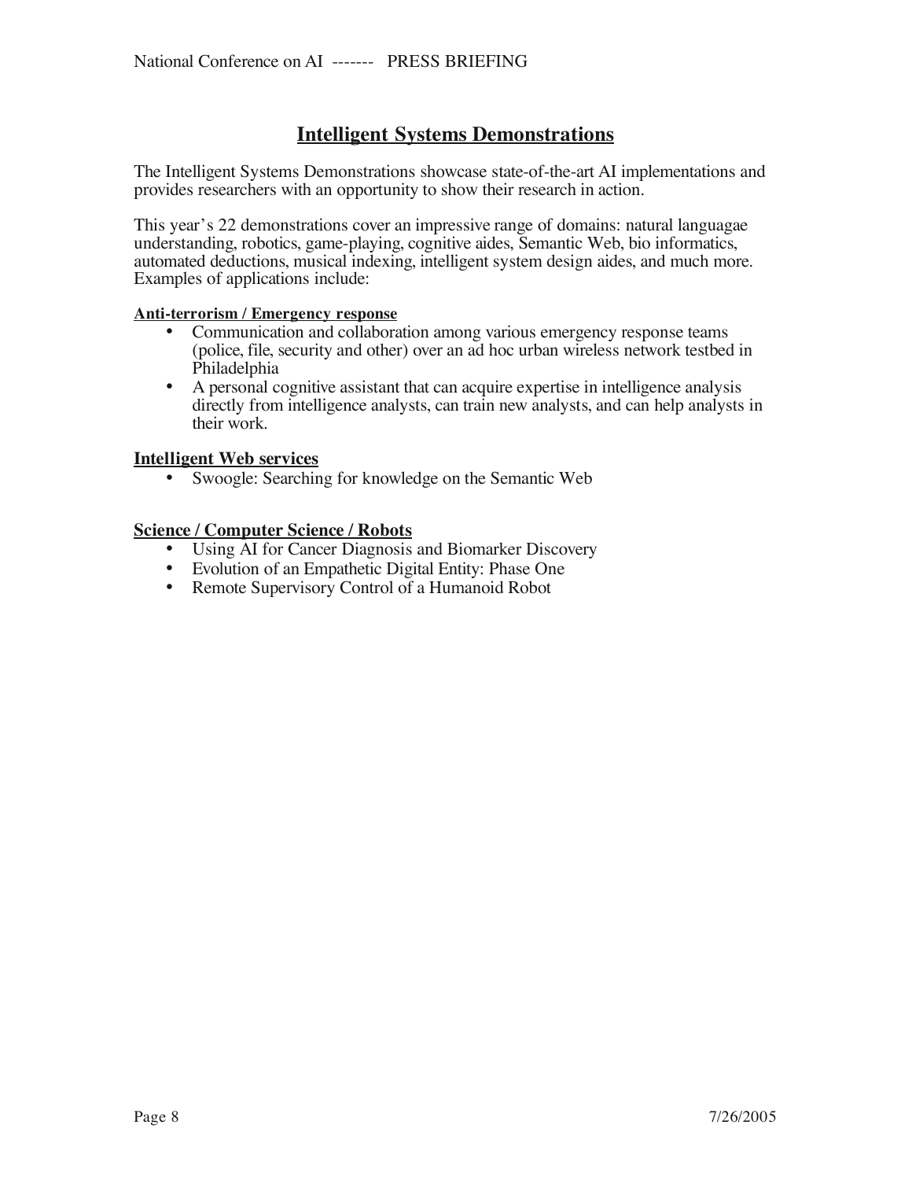## Intelligent Systems Demonstrations

The Intelligent Systems Demonstrations showcase state-of-the-art AI implementations and provides researchers with an opportunity to show their research in action.

This year's 22 demonstrations cover an impressive range of domains: natural languagae understanding, robotics, game-playing, cognitive aides, Semantic Web, bio informatics, automated deductions, musical indexing, intelligent system design aides, and much more. Examples of applications include:

**Anti-terrorism / Emergency response**

- Communication and collaboration among various emergency response teams (police, file, security and other) over an ad hoc urban wireless network testbed in Philadelphia
- A personal cognitive assistant that can acquire expertise in intelligence analysis directly from intelligence analysts, can train new analysts, and can help analysts in their work.

**Intelligent Web services**

- Swoogle: Searching for knowledge on the Semantic Web

**Science / Computer Science / Robots**

- Using AI for Cancer Diagnosis and Biomarker Discovery
- Evolution of an Empathetic Digital Entity: Phase One
- Remote Supervisory Control of a Humanoid Robot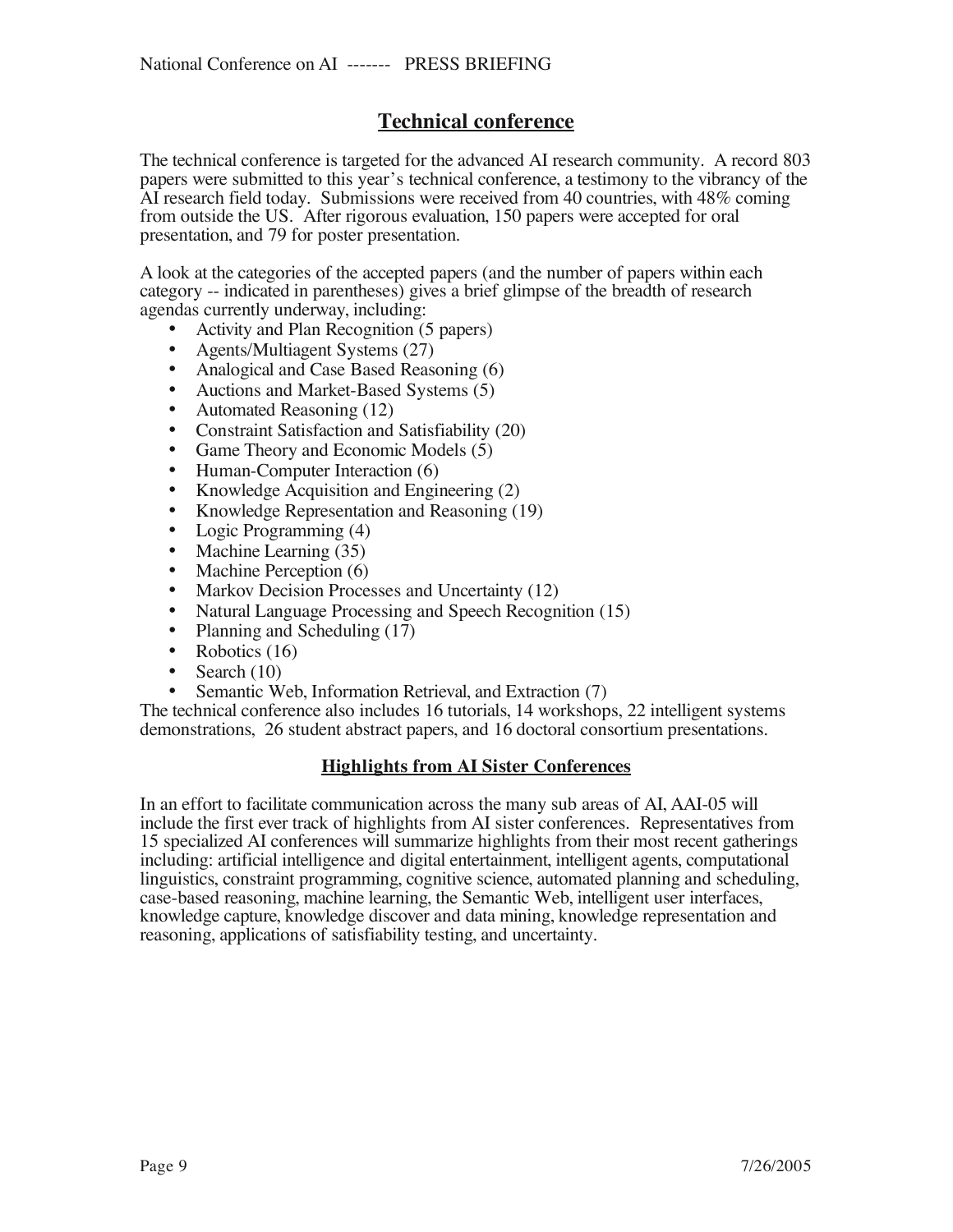## Technical conference

The technical conference is targeted for the advanced AI research community. A record 803 papers were submitted to this year's technical conference, a testimony to the vibrancy of the AI research field today. Submissions were received from 40 countries, with 48% coming from outside the US. After rigorous evaluation, 150 papers were accepted for oral presentation, and 79 for poster presentation.

A look at the categories of the accepted papers (and the number of papers within each category -- indicated in parentheses) gives a brief glimpse of the breadth of research agendas currently underway, including:

- Activity and Plan Recognition (5 papers)
- Agents/Multiagent Systems (27)
- Analogical and Case Based Reasoning (6)
- Auctions and Market-Based Systems (5)
- Automated Reasoning (12)
- Constraint Satisfaction and Satisfiability (20)
- Game Theory and Economic Models (5)
- Human-Computer Interaction (6)
- Knowledge Acquisition and Engineering (2)
- Knowledge Representation and Reasoning (19)
- Logic Programming (4)
- Machine Learning (35)
- Machine Perception (6)
- Markov Decision Processes and Uncertainty (12)
- Natural Language Processing and Speech Recognition (15)
- Planning and Scheduling (17)
- Robotics (16)
- Search (10)
- Semantic Web, Information Retrieval, and Extraction (7)

The technical conference also includes 16 tutorials, 14 workshops, 22 intelligent systems demonstrations, 26 student abstract papers, and 16 doctoral consortium presentations.

### Highlights from AI Sister Conferences

In an effort to facilitate communication across the many sub areas of AI, AAI-05 will include the first ever track of highlights from AI sister conferences. Representatives from 15 specialized AI conferences will summarize highlights from their most recent gatherings including: artificial intelligence and digital entertainment, intelligent agents, computational linguistics, constraint programming, cognitive science, automated planning and scheduling, case-based reasoning, machine learning, the Semantic Web, intelligent user interfaces, knowledge capture, knowledge discover and data mining, knowledge representation and reasoning, applications of satisfiability testing, and uncertainty.